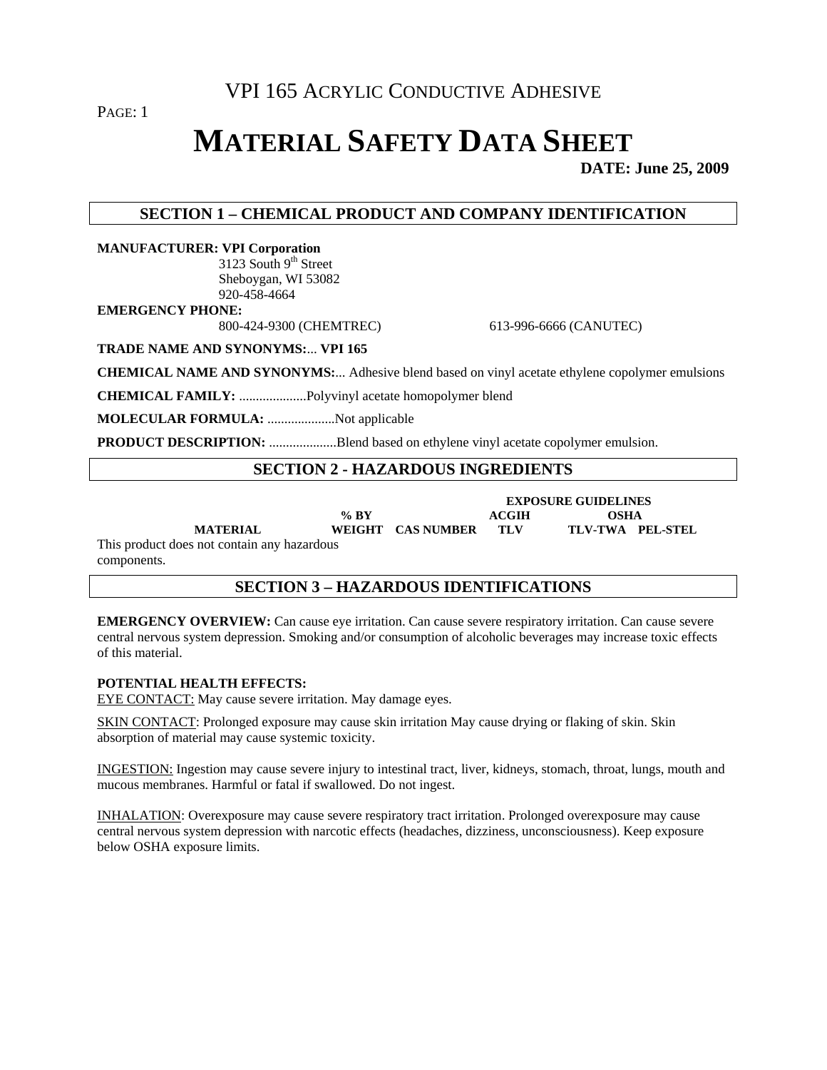# VPI 165 ACRYLIC CONDUCTIVE ADHESIVE

# MATERIAL SAFETY DATA SHEET

**DATE: June 25, 2009**

## SECTION 1 – CHEMICAL PRODUCT AND COMPANY IDENTIFICATION

**MANUFACTURER: VPI Corporation**
3123 South 9th Street
Sheboygan, WI 53082
920-458-4664

**EMERGENCY PHONE:**
800-424-9300 (CHEMTREC) 613-996-6666 (CANUTEC)

**TRADE NAME AND SYNONYMS:**... **VPI 165**

**CHEMICAL NAME AND SYNONYMS:**... Adhesive blend based on vinyl acetate ethylene copolymer emulsions

**CHEMICAL FAMILY:** ....................Polyvinyl acetate homopolymer blend

**MOLECULAR FORMULA:** ....................Not applicable

**PRODUCT DESCRIPTION:** ....................Blend based on ethylene vinyl acetate copolymer emulsion.

## SECTION 2 - HAZARDOUS INGREDIENTS

| MATERIAL | % BY WEIGHT | CAS NUMBER | EXPOSURE GUIDELINES ACGIH TLV | OSHA TLV-TWA | OSHA PEL-STEL |
|---|---|---|---|---|---|
| This product does not contain any hazardous components. | | | | | |

## SECTION 3 – HAZARDOUS IDENTIFICATIONS

**EMERGENCY OVERVIEW:** Can cause eye irritation. Can cause severe respiratory irritation. Can cause severe central nervous system depression. Smoking and/or consumption of alcoholic beverages may increase toxic effects of this material.

**POTENTIAL HEALTH EFFECTS:**

EYE CONTACT: May cause severe irritation. May damage eyes.

SKIN CONTACT: Prolonged exposure may cause skin irritation May cause drying or flaking of skin. Skin absorption of material may cause systemic toxicity.

INGESTION: Ingestion may cause severe injury to intestinal tract, liver, kidneys, stomach, throat, lungs, mouth and mucous membranes. Harmful or fatal if swallowed. Do not ingest.

INHALATION: Overexposure may cause severe respiratory tract irritation. Prolonged overexposure may cause central nervous system depression with narcotic effects (headaches, dizziness, unconsciousness). Keep exposure below OSHA exposure limits.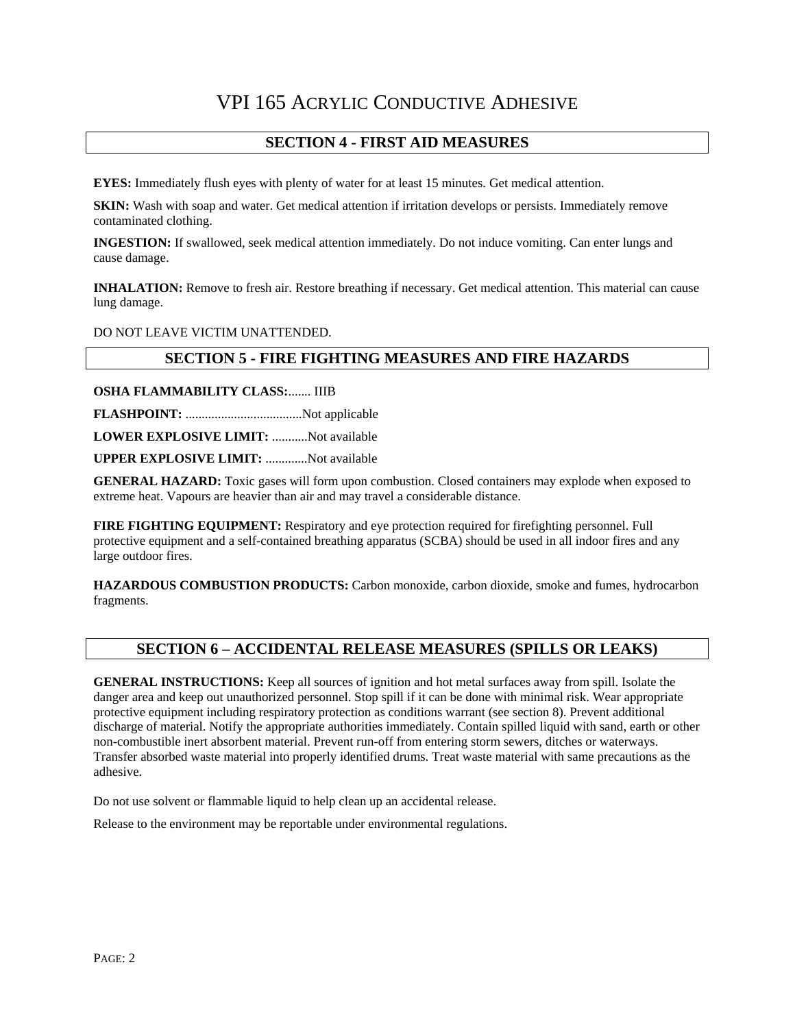# VPI 165 Acrylic Conductive Adhesive

## SECTION 4 - FIRST AID MEASURES

**EYES:** Immediately flush eyes with plenty of water for at least 15 minutes. Get medical attention.

**SKIN:** Wash with soap and water. Get medical attention if irritation develops or persists. Immediately remove contaminated clothing.

**INGESTION:** If swallowed, seek medical attention immediately. Do not induce vomiting. Can enter lungs and cause damage.

**INHALATION:** Remove to fresh air. Restore breathing if necessary. Get medical attention. This material can cause lung damage.

DO NOT LEAVE VICTIM UNATTENDED.

## SECTION 5 - FIRE FIGHTING MEASURES AND FIRE HAZARDS

**OSHA FLAMMABILITY CLASS:**....... IIIB

**FLASHPOINT:** ....................................Not applicable

**LOWER EXPLOSIVE LIMIT:** ...........Not available

**UPPER EXPLOSIVE LIMIT:** .............Not available

**GENERAL HAZARD:** Toxic gases will form upon combustion. Closed containers may explode when exposed to extreme heat. Vapours are heavier than air and may travel a considerable distance.

**FIRE FIGHTING EQUIPMENT:** Respiratory and eye protection required for firefighting personnel. Full protective equipment and a self-contained breathing apparatus (SCBA) should be used in all indoor fires and any large outdoor fires.

**HAZARDOUS COMBUSTION PRODUCTS:** Carbon monoxide, carbon dioxide, smoke and fumes, hydrocarbon fragments.

## SECTION 6 – ACCIDENTAL RELEASE MEASURES (SPILLS OR LEAKS)

**GENERAL INSTRUCTIONS:** Keep all sources of ignition and hot metal surfaces away from spill. Isolate the danger area and keep out unauthorized personnel. Stop spill if it can be done with minimal risk. Wear appropriate protective equipment including respiratory protection as conditions warrant (see section 8). Prevent additional discharge of material. Notify the appropriate authorities immediately. Contain spilled liquid with sand, earth or other non-combustible inert absorbent material. Prevent run-off from entering storm sewers, ditches or waterways. Transfer absorbed waste material into properly identified drums. Treat waste material with same precautions as the adhesive.

Do not use solvent or flammable liquid to help clean up an accidental release.

Release to the environment may be reportable under environmental regulations.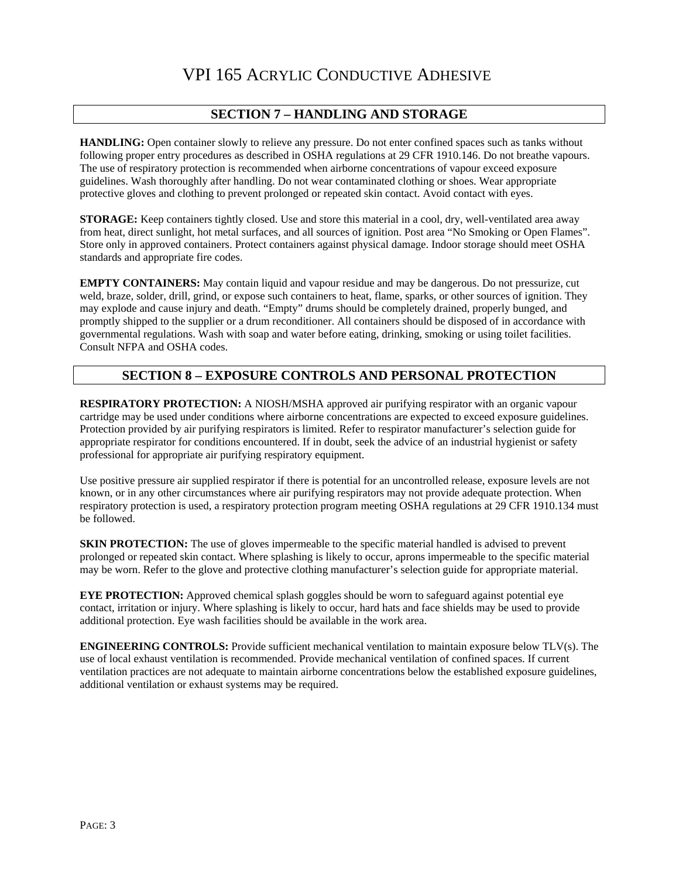# VPI 165 Acrylic Conductive Adhesive

## SECTION 7 – HANDLING AND STORAGE

**HANDLING:** Open container slowly to relieve any pressure. Do not enter confined spaces such as tanks without following proper entry procedures as described in OSHA regulations at 29 CFR 1910.146. Do not breathe vapours. The use of respiratory protection is recommended when airborne concentrations of vapour exceed exposure guidelines. Wash thoroughly after handling. Do not wear contaminated clothing or shoes. Wear appropriate protective gloves and clothing to prevent prolonged or repeated skin contact. Avoid contact with eyes.

**STORAGE:** Keep containers tightly closed. Use and store this material in a cool, dry, well-ventilated area away from heat, direct sunlight, hot metal surfaces, and all sources of ignition. Post area "No Smoking or Open Flames". Store only in approved containers. Protect containers against physical damage. Indoor storage should meet OSHA standards and appropriate fire codes.

**EMPTY CONTAINERS:** May contain liquid and vapour residue and may be dangerous. Do not pressurize, cut weld, braze, solder, drill, grind, or expose such containers to heat, flame, sparks, or other sources of ignition. They may explode and cause injury and death. "Empty" drums should be completely drained, properly bunged, and promptly shipped to the supplier or a drum reconditioner. All containers should be disposed of in accordance with governmental regulations. Wash with soap and water before eating, drinking, smoking or using toilet facilities. Consult NFPA and OSHA codes.

## SECTION 8 – EXPOSURE CONTROLS AND PERSONAL PROTECTION

**RESPIRATORY PROTECTION:** A NIOSH/MSHA approved air purifying respirator with an organic vapour cartridge may be used under conditions where airborne concentrations are expected to exceed exposure guidelines. Protection provided by air purifying respirators is limited. Refer to respirator manufacturer's selection guide for appropriate respirator for conditions encountered. If in doubt, seek the advice of an industrial hygienist or safety professional for appropriate air purifying respiratory equipment.

Use positive pressure air supplied respirator if there is potential for an uncontrolled release, exposure levels are not known, or in any other circumstances where air purifying respirators may not provide adequate protection. When respiratory protection is used, a respiratory protection program meeting OSHA regulations at 29 CFR 1910.134 must be followed.

**SKIN PROTECTION:** The use of gloves impermeable to the specific material handled is advised to prevent prolonged or repeated skin contact. Where splashing is likely to occur, aprons impermeable to the specific material may be worn. Refer to the glove and protective clothing manufacturer's selection guide for appropriate material.

**EYE PROTECTION:** Approved chemical splash goggles should be worn to safeguard against potential eye contact, irritation or injury. Where splashing is likely to occur, hard hats and face shields may be used to provide additional protection. Eye wash facilities should be available in the work area.

**ENGINEERING CONTROLS:** Provide sufficient mechanical ventilation to maintain exposure below TLV(s). The use of local exhaust ventilation is recommended. Provide mechanical ventilation of confined spaces. If current ventilation practices are not adequate to maintain airborne concentrations below the established exposure guidelines, additional ventilation or exhaust systems may be required.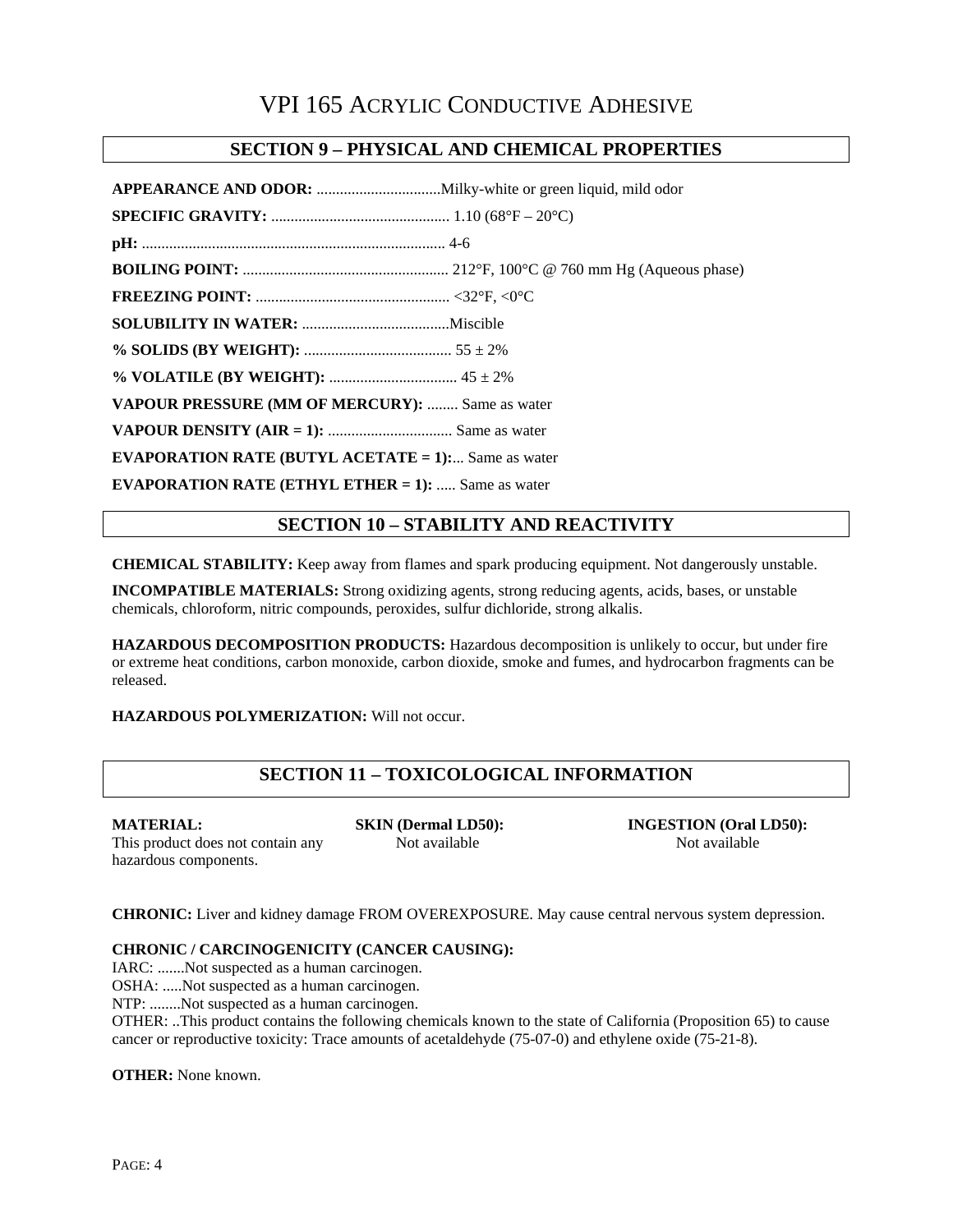# VPI 165 ACRYLIC CONDUCTIVE ADHESIVE

## SECTION 9 – PHYSICAL AND CHEMICAL PROPERTIES

**APPEARANCE AND ODOR:** ................................Milky-white or green liquid, mild odor

**SPECIFIC GRAVITY:** ............................................. 1.10 (68°F – 20°C)

**pH:** ............................................................................ 4-6

**BOILING POINT:** .................................................... 212°F, 100°C @ 760 mm Hg (Aqueous phase)

**FREEZING POINT:** ................................................. <32°F, <0°C

**SOLUBILITY IN WATER:** ......................................Miscible

**% SOLIDS (BY WEIGHT):** ...................................... 55 ± 2%

**% VOLATILE (BY WEIGHT):** ................................. 45 ± 2%

**VAPOUR PRESSURE (MM OF MERCURY):** ........ Same as water

**VAPOUR DENSITY (AIR = 1):** ................................ Same as water

**EVAPORATION RATE (BUTYL ACETATE = 1):**... Same as water

**EVAPORATION RATE (ETHYL ETHER = 1):** ..... Same as water

## SECTION 10 – STABILITY AND REACTIVITY

**CHEMICAL STABILITY:** Keep away from flames and spark producing equipment. Not dangerously unstable.

**INCOMPATIBLE MATERIALS:** Strong oxidizing agents, strong reducing agents, acids, bases, or unstable chemicals, chloroform, nitric compounds, peroxides, sulfur dichloride, strong alkalis.

**HAZARDOUS DECOMPOSITION PRODUCTS:** Hazardous decomposition is unlikely to occur, but under fire or extreme heat conditions, carbon monoxide, carbon dioxide, smoke and fumes, and hydrocarbon fragments can be released.

**HAZARDOUS POLYMERIZATION:** Will not occur.

## SECTION 11 – TOXICOLOGICAL INFORMATION

| **MATERIAL:** | **SKIN (Dermal LD50):** | **INGESTION (Oral LD50):** |
|---|---|---|
| This product does not contain any hazardous components. | Not available | Not available |

**CHRONIC:** Liver and kidney damage FROM OVEREXPOSURE. May cause central nervous system depression.

**CHRONIC / CARCINOGENICITY (CANCER CAUSING):**

IARC: .......Not suspected as a human carcinogen.
OSHA: .....Not suspected as a human carcinogen.
NTP: ........Not suspected as a human carcinogen.
OTHER: ..This product contains the following chemicals known to the state of California (Proposition 65) to cause cancer or reproductive toxicity: Trace amounts of acetaldehyde (75-07-0) and ethylene oxide (75-21-8).

**OTHER:** None known.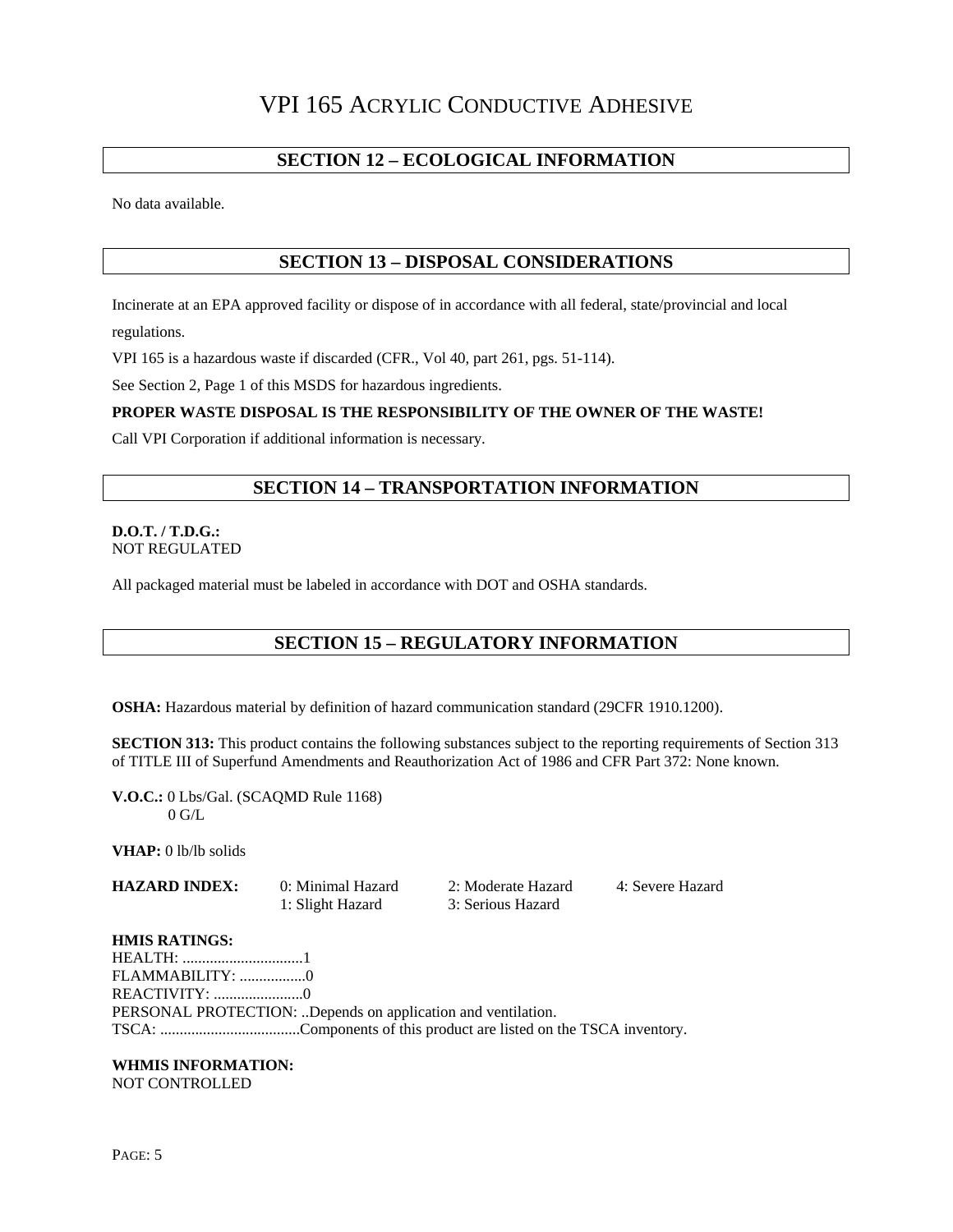# VPI 165 Acrylic Conductive Adhesive

## SECTION 12 – ECOLOGICAL INFORMATION

No data available.

## SECTION 13 – DISPOSAL CONSIDERATIONS

Incinerate at an EPA approved facility or dispose of in accordance with all federal, state/provincial and local regulations.

VPI 165 is a hazardous waste if discarded (CFR., Vol 40, part 261, pgs. 51-114).

See Section 2, Page 1 of this MSDS for hazardous ingredients.

**PROPER WASTE DISPOSAL IS THE RESPONSIBILITY OF THE OWNER OF THE WASTE!**

Call VPI Corporation if additional information is necessary.

## SECTION 14 – TRANSPORTATION INFORMATION

**D.O.T. / T.D.G.:**
NOT REGULATED

All packaged material must be labeled in accordance with DOT and OSHA standards.

## SECTION 15 – REGULATORY INFORMATION

**OSHA:** Hazardous material by definition of hazard communication standard (29CFR 1910.1200).

**SECTION 313:** This product contains the following substances subject to the reporting requirements of Section 313 of TITLE III of Superfund Amendments and Reauthorization Act of 1986 and CFR Part 372: None known.

**V.O.C.:** 0 Lbs/Gal. (SCAQMD Rule 1168)
0 G/L

**VHAP:** 0 lb/lb solids

| **HAZARD INDEX:** | 0: Minimal Hazard | 2: Moderate Hazard | 4: Severe Hazard |
|---|---|---|---|
| | 1: Slight Hazard | 3: Serious Hazard | |

**HMIS RATINGS:**
HEALTH: ...............................1
FLAMMABILITY: .................0
REACTIVITY: .......................0
PERSONAL PROTECTION: ..Depends on application and ventilation.
TSCA: ....................................Components of this product are listed on the TSCA inventory.

**WHMIS INFORMATION:**
NOT CONTROLLED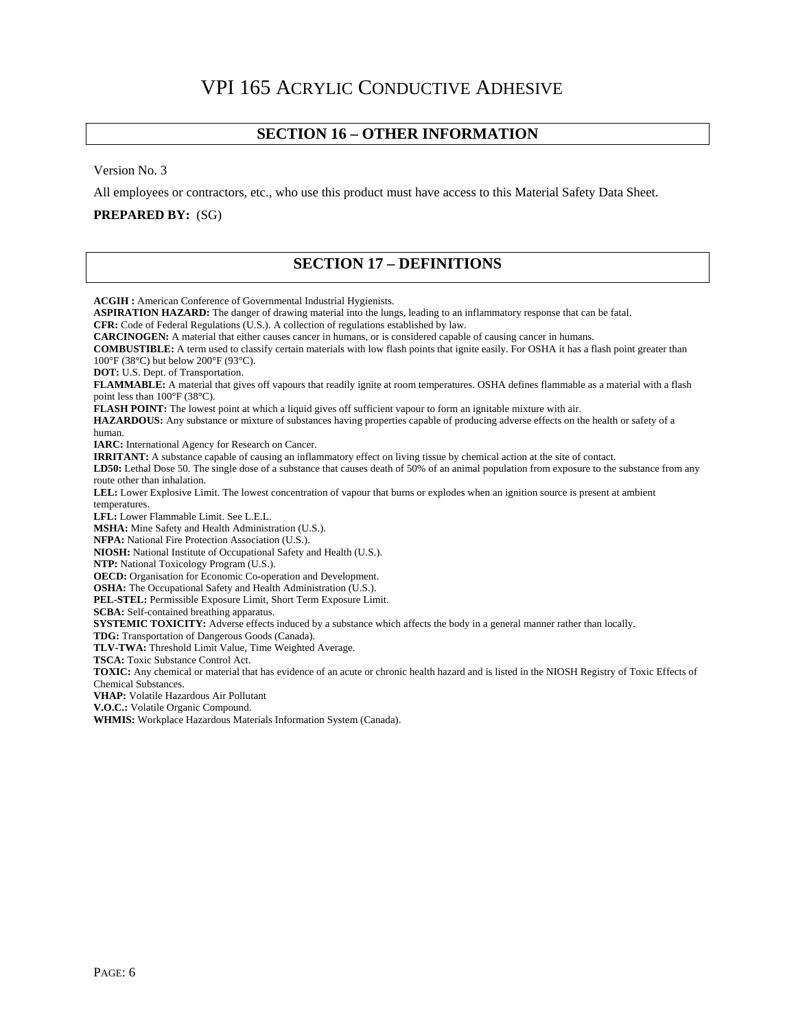# VPI 165 Acrylic Conductive Adhesive

## SECTION 16 – OTHER INFORMATION

Version No. 3

All employees or contractors, etc., who use this product must have access to this Material Safety Data Sheet.

**PREPARED BY:** (SG)

## SECTION 17 – DEFINITIONS

**ACGIH :** American Conference of Governmental Industrial Hygienists.
**ASPIRATION HAZARD:** The danger of drawing material into the lungs, leading to an inflammatory response that can be fatal.
**CFR:** Code of Federal Regulations (U.S.). A collection of regulations established by law.
**CARCINOGEN:** A material that either causes cancer in humans, or is considered capable of causing cancer in humans.
**COMBUSTIBLE:** A term used to classify certain materials with low flash points that ignite easily. For OSHA it has a flash point greater than 100°F (38°C) but below 200°F (93°C).
**DOT:** U.S. Dept. of Transportation.
**FLAMMABLE:** A material that gives off vapours that readily ignite at room temperatures. OSHA defines flammable as a material with a flash point less than 100°F (38°C).
**FLASH POINT:** The lowest point at which a liquid gives off sufficient vapour to form an ignitable mixture with air.
**HAZARDOUS:** Any substance or mixture of substances having properties capable of producing adverse effects on the health or safety of a human.
**IARC:** International Agency for Research on Cancer.
**IRRITANT:** A substance capable of causing an inflammatory effect on living tissue by chemical action at the site of contact.
**LD50:** Lethal Dose 50. The single dose of a substance that causes death of 50% of an animal population from exposure to the substance from any route other than inhalation.
**LEL:** Lower Explosive Limit. The lowest concentration of vapour that burns or explodes when an ignition source is present at ambient temperatures.
**LFL:** Lower Flammable Limit. See L.E.L.
**MSHA:** Mine Safety and Health Administration (U.S.).
**NFPA:** National Fire Protection Association (U.S.).
**NIOSH:** National Institute of Occupational Safety and Health (U.S.).
**NTP:** National Toxicology Program (U.S.).
**OECD:** Organisation for Economic Co-operation and Development.
**OSHA:** The Occupational Safety and Health Administration (U.S.).
**PEL-STEL:** Permissible Exposure Limit, Short Term Exposure Limit.
**SCBA:** Self-contained breathing apparatus.
**SYSTEMIC TOXICITY:** Adverse effects induced by a substance which affects the body in a general manner rather than locally.
**TDG:** Transportation of Dangerous Goods (Canada).
**TLV-TWA:** Threshold Limit Value, Time Weighted Average.
**TSCA:** Toxic Substance Control Act.
**TOXIC:** Any chemical or material that has evidence of an acute or chronic health hazard and is listed in the NIOSH Registry of Toxic Effects of Chemical Substances.
**VHAP:** Volatile Hazardous Air Pollutant
**V.O.C.:** Volatile Organic Compound.
**WHMIS:** Workplace Hazardous Materials Information System (Canada).